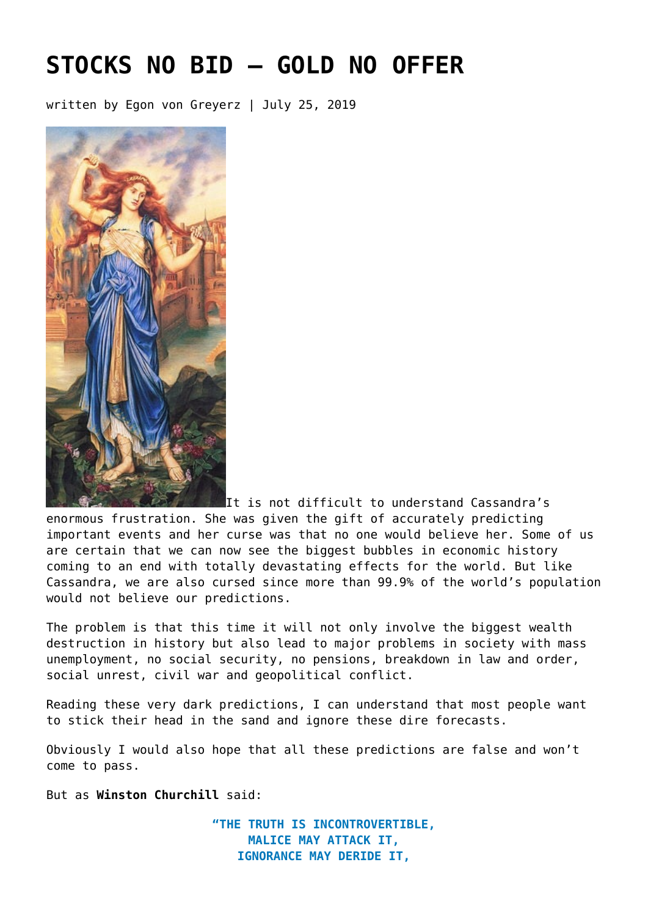# STOCKS NO BID – GOLD NO OFFER

written by Egon von Greyerz | July 25, 2019

It is not difficult to understand Cassandra's enormous frustration. She was given the gift of accurately predicting important events and her curse was that no one would believe her. Some of us are certain that we can now see the biggest bubbles in economic history coming to an end with totally devastating effects for the world. But like Cassandra, we are also cursed since more than 99.9% of the world's population would not believe our predictions.

The problem is that this time it will not only involve the biggest wealth destruction in history but also lead to major problems in society with mass unemployment, no social security, no pensions, breakdown in law and order, social unrest, civil war and geopolitical conflict.

Reading these very dark predictions, I can understand that most people want to stick their head in the sand and ignore these dire forecasts.

Obviously I would also hope that all these predictions are false and won't come to pass.

But as **Winston Churchill** said:

**"THE TRUTH IS INCONTROVERTIBLE,**
**MALICE MAY ATTACK IT,**
**IGNORANCE MAY DERIDE IT,**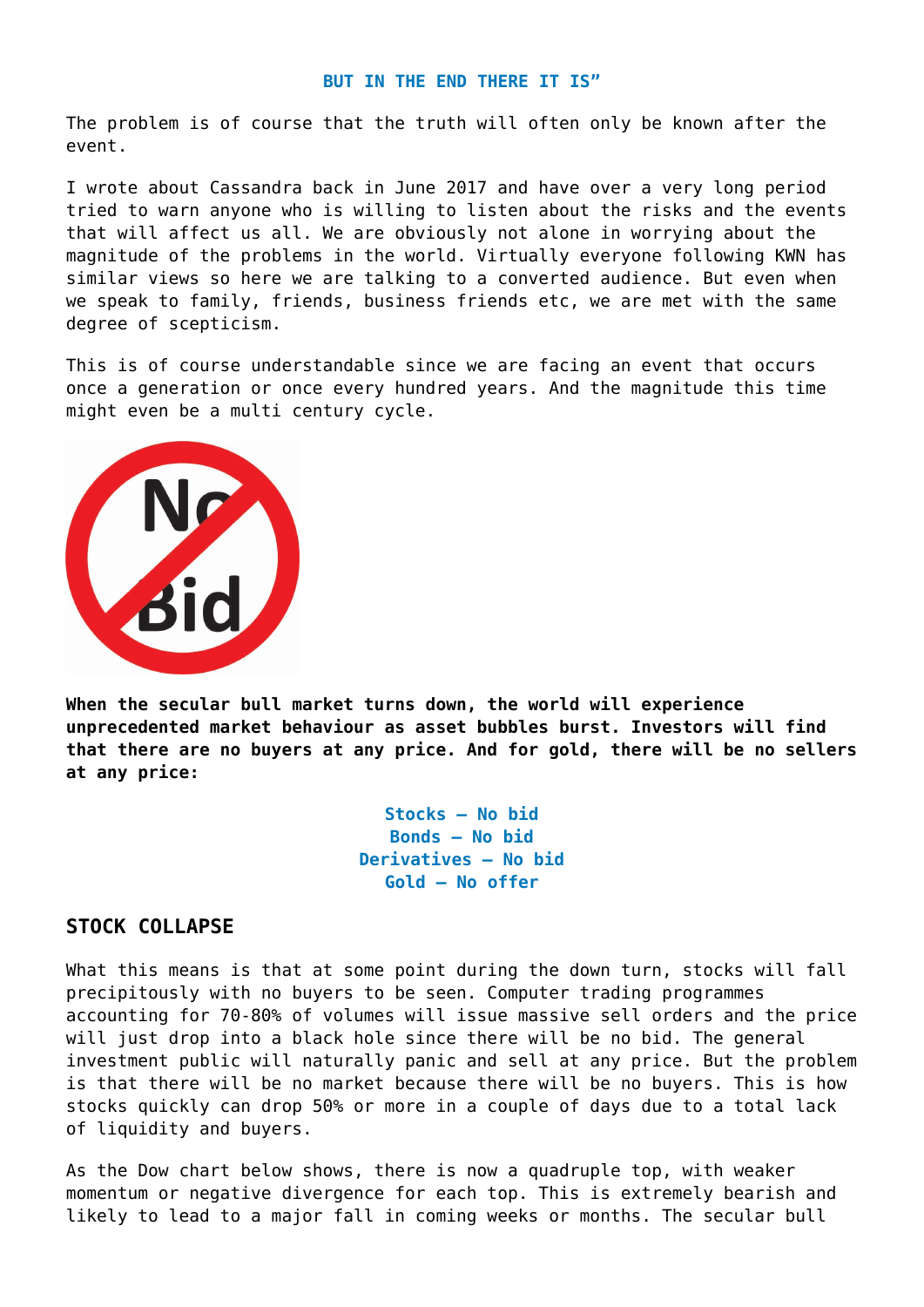**BUT IN THE END THERE IT IS"**

The problem is of course that the truth will often only be known after the event.

I wrote about Cassandra back in June 2017 and have over a very long period tried to warn anyone who is willing to listen about the risks and the events that will affect us all. We are obviously not alone in worrying about the magnitude of the problems in the world. Virtually everyone following KWN has similar views so here we are talking to a converted audience. But even when we speak to family, friends, business friends etc, we are met with the same degree of scepticism.

This is of course understandable since we are facing an event that occurs once a generation or once every hundred years. And the magnitude this time might even be a multi century cycle.

**When the secular bull market turns down, the world will experience unprecedented market behaviour as asset bubbles burst. Investors will find that there are no buyers at any price. And for gold, there will be no sellers at any price:**

**Stocks – No bid**
**Bonds – No bid**
**Derivatives – No bid**
**Gold – No offer**

## STOCK COLLAPSE

What this means is that at some point during the down turn, stocks will fall precipitously with no buyers to be seen. Computer trading programmes accounting for 70-80% of volumes will issue massive sell orders and the price will just drop into a black hole since there will be no bid. The general investment public will naturally panic and sell at any price. But the problem is that there will be no market because there will be no buyers. This is how stocks quickly can drop 50% or more in a couple of days due to a total lack of liquidity and buyers.

As the Dow chart below shows, there is now a quadruple top, with weaker momentum or negative divergence for each top. This is extremely bearish and likely to lead to a major fall in coming weeks or months. The secular bull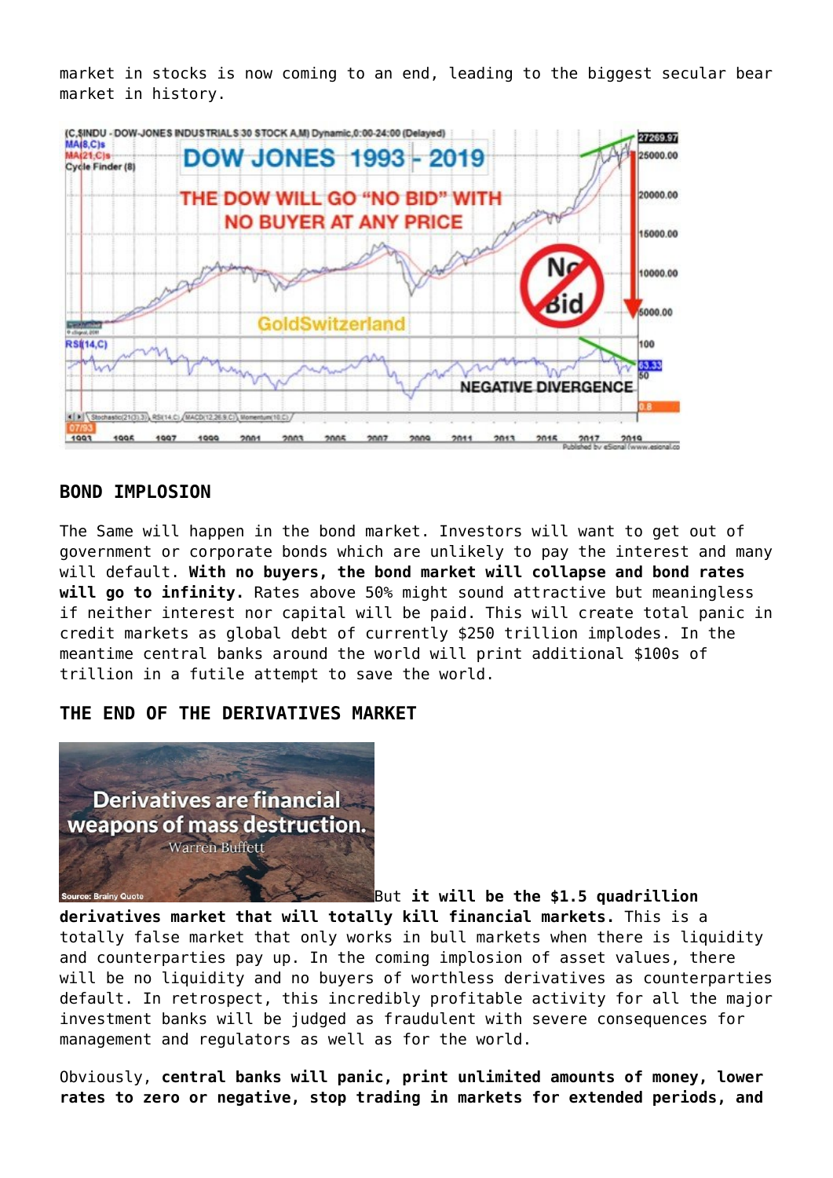market in stocks is now coming to an end, leading to the biggest secular bear market in history.

## BOND IMPLOSION

The Same will happen in the bond market. Investors will want to get out of government or corporate bonds which are unlikely to pay the interest and many will default. **With no buyers, the bond market will collapse and bond rates will go to infinity.** Rates above 50% might sound attractive but meaningless if neither interest nor capital will be paid. This will create total panic in credit markets as global debt of currently $250 trillion implodes. In the meantime central banks around the world will print additional $100s of trillion in a futile attempt to save the world.

## THE END OF THE DERIVATIVES MARKET

But **it will be the $1.5 quadrillion derivatives market that will totally kill financial markets.** This is a totally false market that only works in bull markets when there is liquidity and counterparties pay up. In the coming implosion of asset values, there will be no liquidity and no buyers of worthless derivatives as counterparties default. In retrospect, this incredibly profitable activity for all the major investment banks will be judged as fraudulent with severe consequences for management and regulators as well as for the world.

Obviously, **central banks will panic, print unlimited amounts of money, lower rates to zero or negative, stop trading in markets for extended periods, and**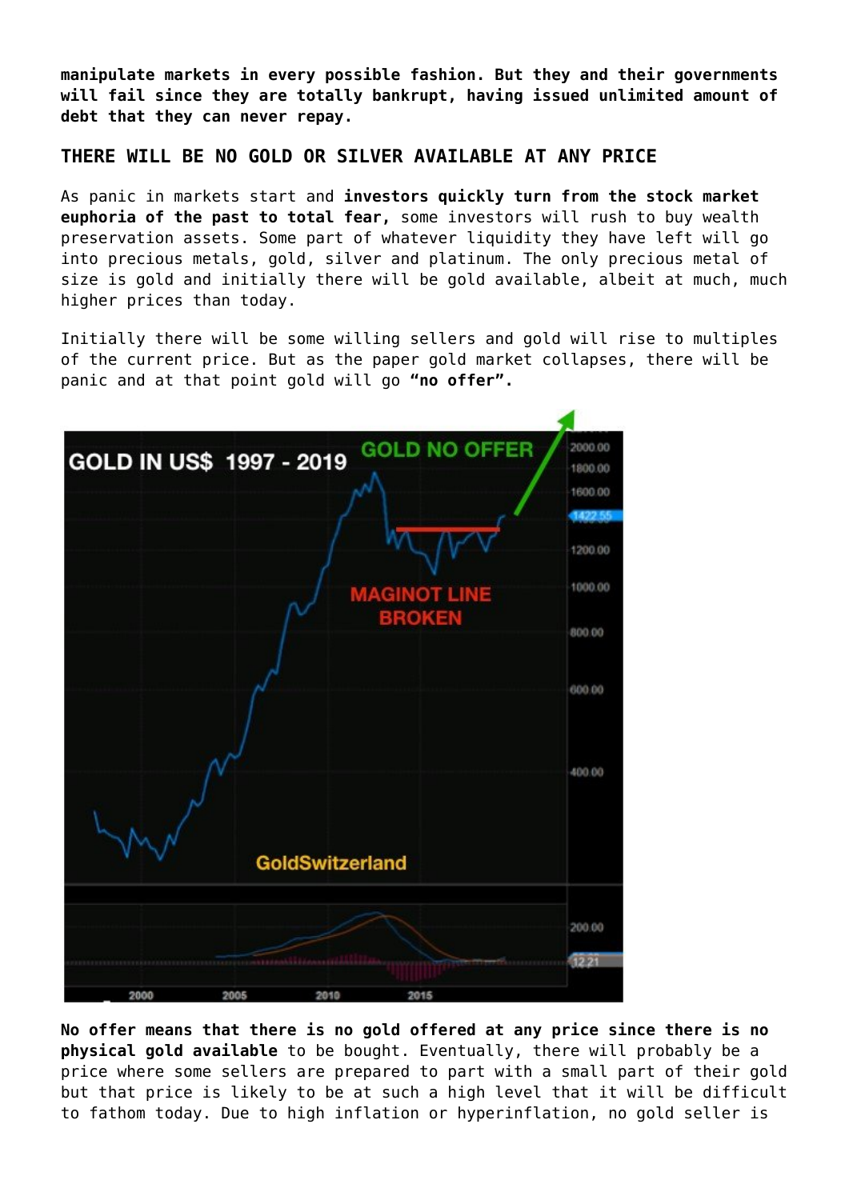**manipulate markets in every possible fashion. But they and their governments will fail since they are totally bankrupt, having issued unlimited amount of debt that they can never repay.**

## THERE WILL BE NO GOLD OR SILVER AVAILABLE AT ANY PRICE

As panic in markets start and **investors quickly turn from the stock market euphoria of the past to total fear,** some investors will rush to buy wealth preservation assets. Some part of whatever liquidity they have left will go into precious metals, gold, silver and platinum. The only precious metal of size is gold and initially there will be gold available, albeit at much, much higher prices than today.

Initially there will be some willing sellers and gold will rise to multiples of the current price. But as the paper gold market collapses, there will be panic and at that point gold will go **"no offer".**

**No offer means that there is no gold offered at any price since there is no physical gold available** to be bought. Eventually, there will probably be a price where some sellers are prepared to part with a small part of their gold but that price is likely to be at such a high level that it will be difficult to fathom today. Due to high inflation or hyperinflation, no gold seller is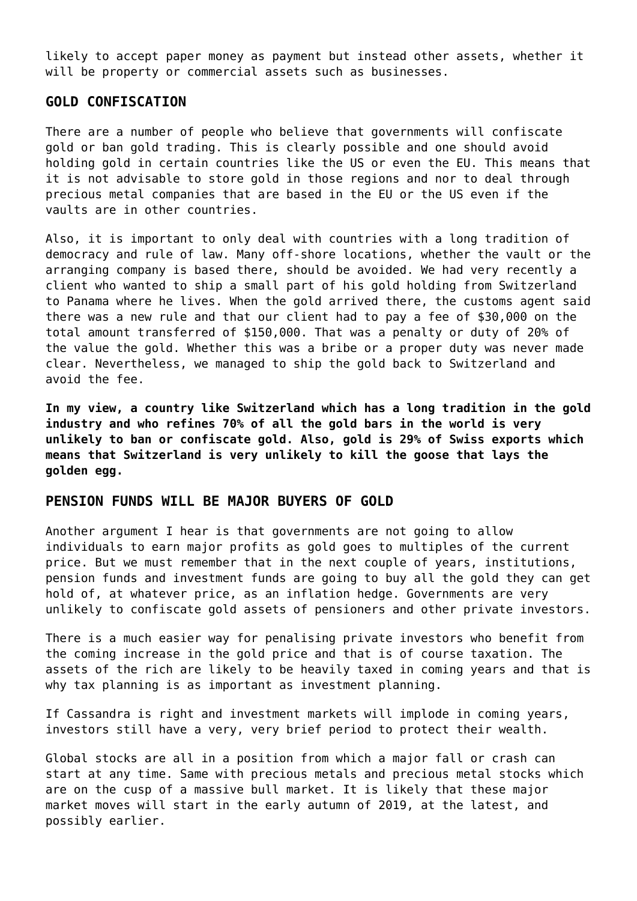likely to accept paper money as payment but instead other assets, whether it will be property or commercial assets such as businesses.

## GOLD CONFISCATION

There are a number of people who believe that governments will confiscate gold or ban gold trading. This is clearly possible and one should avoid holding gold in certain countries like the US or even the EU. This means that it is not advisable to store gold in those regions and nor to deal through precious metal companies that are based in the EU or the US even if the vaults are in other countries.

Also, it is important to only deal with countries with a long tradition of democracy and rule of law. Many off-shore locations, whether the vault or the arranging company is based there, should be avoided. We had very recently a client who wanted to ship a small part of his gold holding from Switzerland to Panama where he lives. When the gold arrived there, the customs agent said there was a new rule and that our client had to pay a fee of $30,000 on the total amount transferred of $150,000. That was a penalty or duty of 20% of the value the gold. Whether this was a bribe or a proper duty was never made clear. Nevertheless, we managed to ship the gold back to Switzerland and avoid the fee.

**In my view, a country like Switzerland which has a long tradition in the gold industry and who refines 70% of all the gold bars in the world is very unlikely to ban or confiscate gold. Also, gold is 29% of Swiss exports which means that Switzerland is very unlikely to kill the goose that lays the golden egg.**

## PENSION FUNDS WILL BE MAJOR BUYERS OF GOLD

Another argument I hear is that governments are not going to allow individuals to earn major profits as gold goes to multiples of the current price. But we must remember that in the next couple of years, institutions, pension funds and investment funds are going to buy all the gold they can get hold of, at whatever price, as an inflation hedge. Governments are very unlikely to confiscate gold assets of pensioners and other private investors.

There is a much easier way for penalising private investors who benefit from the coming increase in the gold price and that is of course taxation. The assets of the rich are likely to be heavily taxed in coming years and that is why tax planning is as important as investment planning.

If Cassandra is right and investment markets will implode in coming years, investors still have a very, very brief period to protect their wealth.

Global stocks are all in a position from which a major fall or crash can start at any time. Same with precious metals and precious metal stocks which are on the cusp of a massive bull market. It is likely that these major market moves will start in the early autumn of 2019, at the latest, and possibly earlier.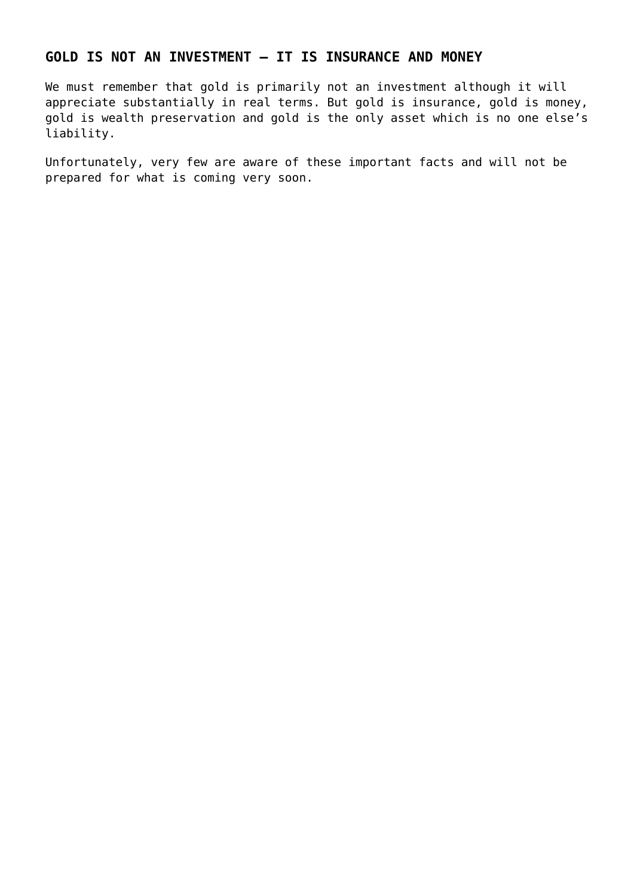### GOLD IS NOT AN INVESTMENT – IT IS INSURANCE AND MONEY

We must remember that gold is primarily not an investment although it will appreciate substantially in real terms. But gold is insurance, gold is money, gold is wealth preservation and gold is the only asset which is no one else's liability.

Unfortunately, very few are aware of these important facts and will not be prepared for what is coming very soon.